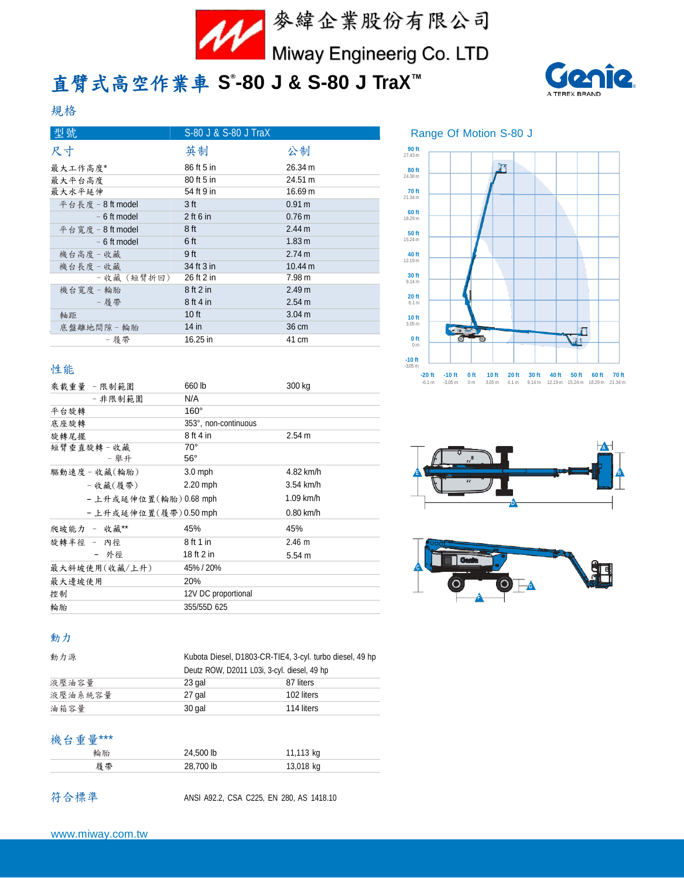麥緯企業股份有限公司

Miway Engineerig Co. LTD

# 直臂式高空作業車 S®-80 J & S-80 J TraX™

## 規格

| 型號 | S-80 J & S-80 J TraX | |
|---|---|---|
| 尺寸 | 英制 | 公制 |
| 最大工作高度* | 86 ft 5 in | 26.34 m |
| 最大平台高度 | 80 ft 5 in | 24.51 m |
| 最大水平延伸 | 54 ft 9 in | 16.69 m |
| 平台長度 – 8 ft model | 3 ft | 0.91 m |
| – 6 ft model | 2 ft 6 in | 0.76 m |
| 平台寬度 – 8 ft model | 8 ft | 2.44 m |
| – 6 ft model | 6 ft | 1.83 m |
| 機台高度 – 收藏 | 9 ft | 2.74 m |
| 機台長度 – 收藏 | 34 ft 3 in | 10.44 m |
| – 收藏（短臂折回） | 26 ft 2 in | 7.98 m |
| 機台寬度 – 輪胎 | 8 ft 2 in | 2.49 m |
| – 履帶 | 8 ft 4 in | 2.54 m |
| 軸距 | 10 ft | 3.04 m |
| 底盤離地間隙 – 輪胎 | 14 in | 36 cm |
| – 履帶 | 16.25 in | 41 cm |

## 性能

| | | |
|---|---|---|
| 乘載重量 – 限制範圍 | 660 lb | 300 kg |
| – 非限制範圍 | N/A | |
| 平台旋轉 | 160° | |
| 底座旋轉 | 353°, non-continuous | |
| 旋轉尾擺 | 8 ft 4 in | 2.54 m |
| 短臂垂直旋轉 – 收藏 | 70° | |
| – 舉升 | 56° | |
| 驅動速度 – 收藏(輪胎) | 3.0 mph | 4.82 km/h |
| – 收藏(履帶) | 2.20 mph | 3.54 km/h |
| – 上升或延伸位置(輪胎) | 0.68 mph | 1.09 km/h |
| – 上升或延伸位置(履帶) | 0.50 mph | 0.80 km/h |
| 爬坡能力 – 收藏** | 45% | 45% |
| 旋轉半徑 – 內徑 | 8 ft 1 in | 2.46 m |
| – 外徑 | 18 ft 2 in | 5.54 m |
| 最大斜坡使用(收藏/上升) | 45% / 20% | |
| 最大邊坡使用 | 20% | |
| 控制 | 12V DC proportional | |
| 輪胎 | 355/55D 625 | |

## 動力

| | | |
|---|---|---|
| 動力源 | Kubota Diesel, D1803-CR-TIE4, 3-cyl. turbo diesel, 49 hp | |
| | Deutz ROW, D2011 L03i, 3-cyl. diesel, 49 hp | |
| 液壓油容量 | 23 gal | 87 liters |
| 液壓油系統容量 | 27 gal | 102 liters |
| 油箱容量 | 30 gal | 114 liters |

## 機台重量***

| | | |
|---|---|---|
| 輪胎 | 24,500 lb | 11,113 kg |
| 履帶 | 28,700 lb | 13,018 kg |

## 符合標準

ANSI A92.2, CSA C225, EN 280, AS 1418.10

### Range Of Motion S-80 J

www.miway.com.tw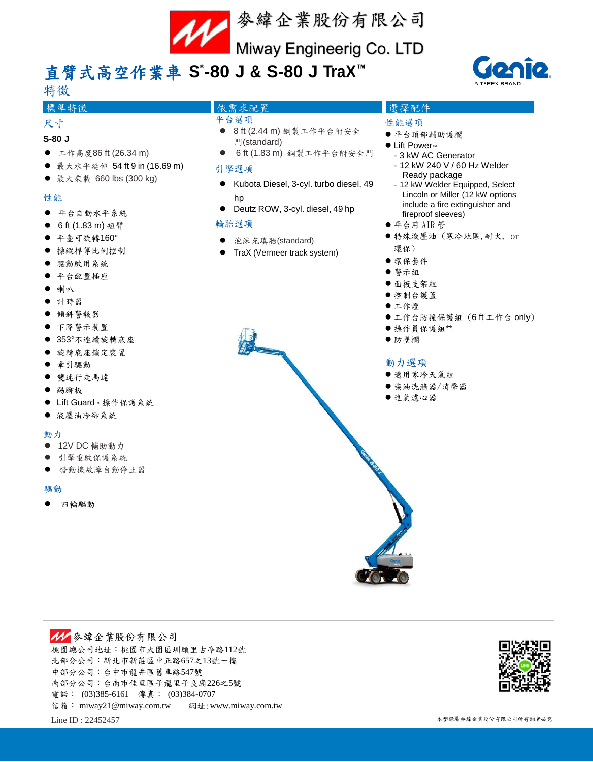麥緯企業股份有限公司

Miway Engineerig Co. LTD

# 直臂式高空作業車 S®-80 J & S-80 J TraX™

## 特徵

### 標準特徵

#### 尺寸

**S-80 J**

- 工作高度86 ft (26.34 m)
- 最大水平延伸 54 ft 9 in (16.69 m)
- 最大乘載 660 lbs (300 kg)

#### 性能

- 平台自動水平系統
- 6 ft (1.83 m) 短臂
- 平臺可旋轉160°
- 操縱桿等比例控制
- 驅動啟用系統
- 平台配置插座
- 喇叭
- 計時器
- 傾斜警報器
- 下降警示裝置
- 353°不連續旋轉底座
- 旋轉底座鎖定裝置
- 牽引驅動
- 雙速行走馬達
- 踢腳板
- Lift Guard™ 操作保護系統
- 液壓油冷卻系統

#### 動力

- 12V DC 輔助動力
- 引擎重啟保護系統
- 發動機故障自動停止器

#### 驅動

- 四輪驅動

### 依需求配置

#### 平台選項

- 8 ft (2.44 m) 鋼製工作平台附安全門(standard)
- 6 ft (1.83 m) 鋼製工作平台附安全門

#### 引擎選項

- Kubota Diesel, 3-cyl. turbo diesel, 49 hp
- Deutz ROW, 3-cyl. diesel, 49 hp

#### 輪胎選項

- 泡沫充填胎(standard)
- TraX (Vermeer track system)

### 選擇配件

#### 性能選項

- 平台頂部輔助護欄
- Lift Power™
  - 3 kW AC Generator
  - 12 kW 240 V / 60 Hz Welder Ready package
  - 12 kW Welder Equipped, Select Lincoln or Miller (12 kW options include a fire extinguisher and fireproof sleeves)
- 平台用 AIR 管
- 特殊液壓油（寒冷地區，耐火，or 環保）
- 環保套件
- 警示組
- 面板支架組
- 控制台護蓋
- 工作燈
- 工作台防撞保護組（6 ft 工作台 only）
- 操作員保護組**
- 防墜欄

#### 動力選項

- 適用寒冷天氣組
- 柴油洗滌器/消聲器
- 進氣濾心器

---

麥緯企業股份有限公司

桃園總公司地址：桃園市大園區圳頭里古亭路112號
北部分公司：新北市新莊區中正路657之13號一樓
中部分公司：台中市龍井區舊車路547號
南部分公司：台南市佳里區子龍里子良廟226之5號
電話： (03)385-6161　傳真： (03)384-0707
信箱： miway21@miway.com.tw　網址：www.miway.com.tw
Line ID : 22452457

本型錄屬麥緯企業股份有限公司所有翻者必究